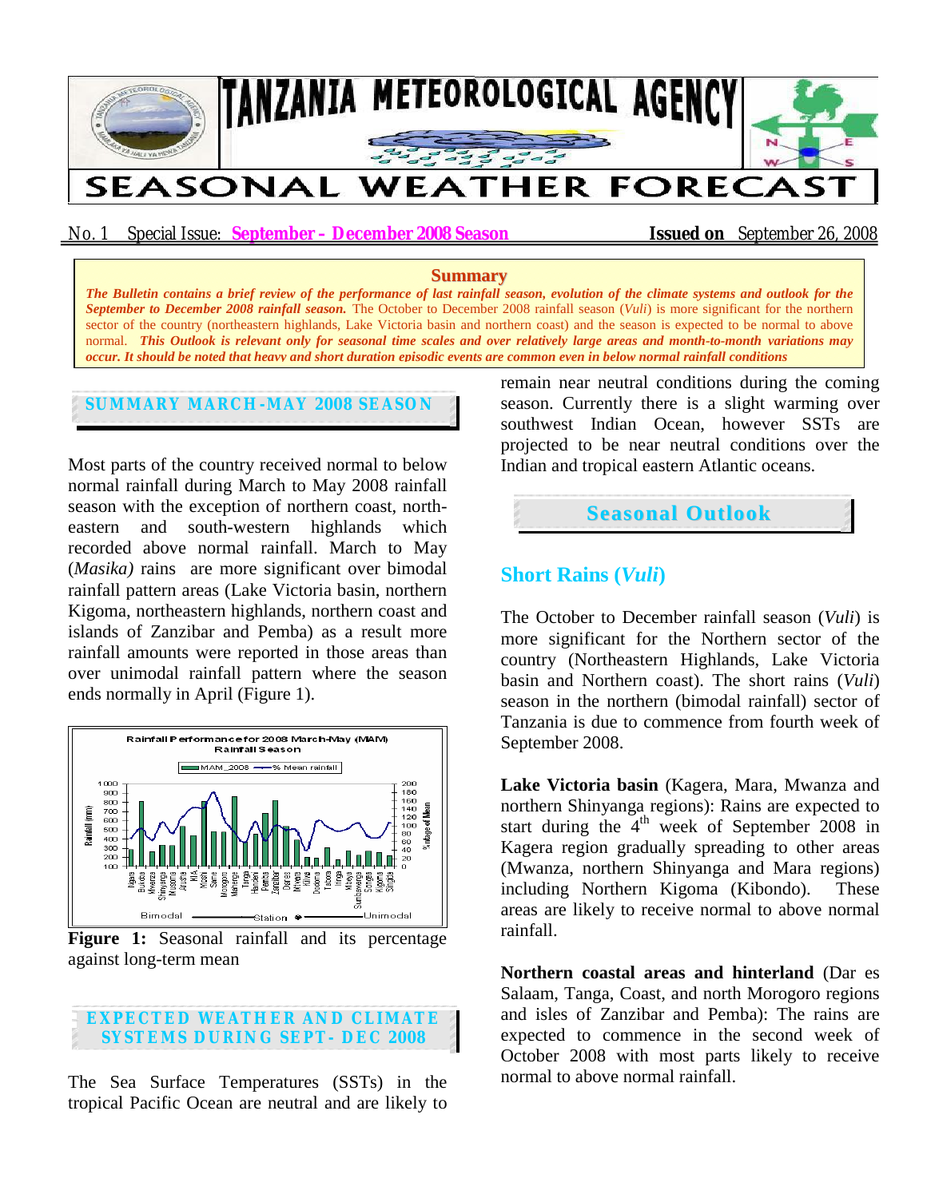# TANZANIA METEOROLOGICAL AGENCY

# SEASONAL WEATHER FORECAST

No. 1 Special Issue: **September – December 2008 Season** **Issued on** September 26, 2008

**Summary**

***The Bulletin contains a brief review of the performance of last rainfall season, evolution of the climate systems and outlook for the September to December 2008 rainfall season.*** The October to December 2008 rainfall season (*Vuli*) is more significant for the northern sector of the country (northeastern highlands, Lake Victoria basin and northern coast) and the season is expected to be normal to above normal. ***This Outlook is relevant only for seasonal time scales and over relatively large areas and month-to-month variations may occur. It should be noted that heavy and short duration episodic events are common even in below normal rainfall conditions***

## SUMMARY MARCH-MAY 2008 SEASON

Most parts of the country received normal to below normal rainfall during March to May 2008 rainfall season with the exception of northern coast, north-eastern and south-western highlands which recorded above normal rainfall. March to May (*Masika)* rains are more significant over bimodal rainfall pattern areas (Lake Victoria basin, northern Kigoma, northeastern highlands, northern coast and islands of Zanzibar and Pemba) as a result more rainfall amounts were reported in those areas than over unimodal rainfall pattern where the season ends normally in April (Figure 1).

**Figure 1:** Seasonal rainfall and its percentage against long-term mean

## EXPECTED WEATHER AND CLIMATE SYSTEMS DURING SEPT- DEC 2008

The Sea Surface Temperatures (SSTs) in the tropical Pacific Ocean are neutral and are likely to remain near neutral conditions during the coming season. Currently there is a slight warming over southwest Indian Ocean, however SSTs are projected to be near neutral conditions over the Indian and tropical eastern Atlantic oceans.

## Seasonal Outlook

### Short Rains (*Vuli*)

The October to December rainfall season (*Vuli*) is more significant for the Northern sector of the country (Northeastern Highlands, Lake Victoria basin and Northern coast). The short rains (*Vuli*) season in the northern (bimodal rainfall) sector of Tanzania is due to commence from fourth week of September 2008.

**Lake Victoria basin** (Kagera, Mara, Mwanza and northern Shinyanga regions): Rains are expected to start during the 4th week of September 2008 in Kagera region gradually spreading to other areas (Mwanza, northern Shinyanga and Mara regions) including Northern Kigoma (Kibondo). These areas are likely to receive normal to above normal rainfall.

**Northern coastal areas and hinterland** (Dar es Salaam, Tanga, Coast, and north Morogoro regions and isles of Zanzibar and Pemba): The rains are expected to commence in the second week of October 2008 with most parts likely to receive normal to above normal rainfall.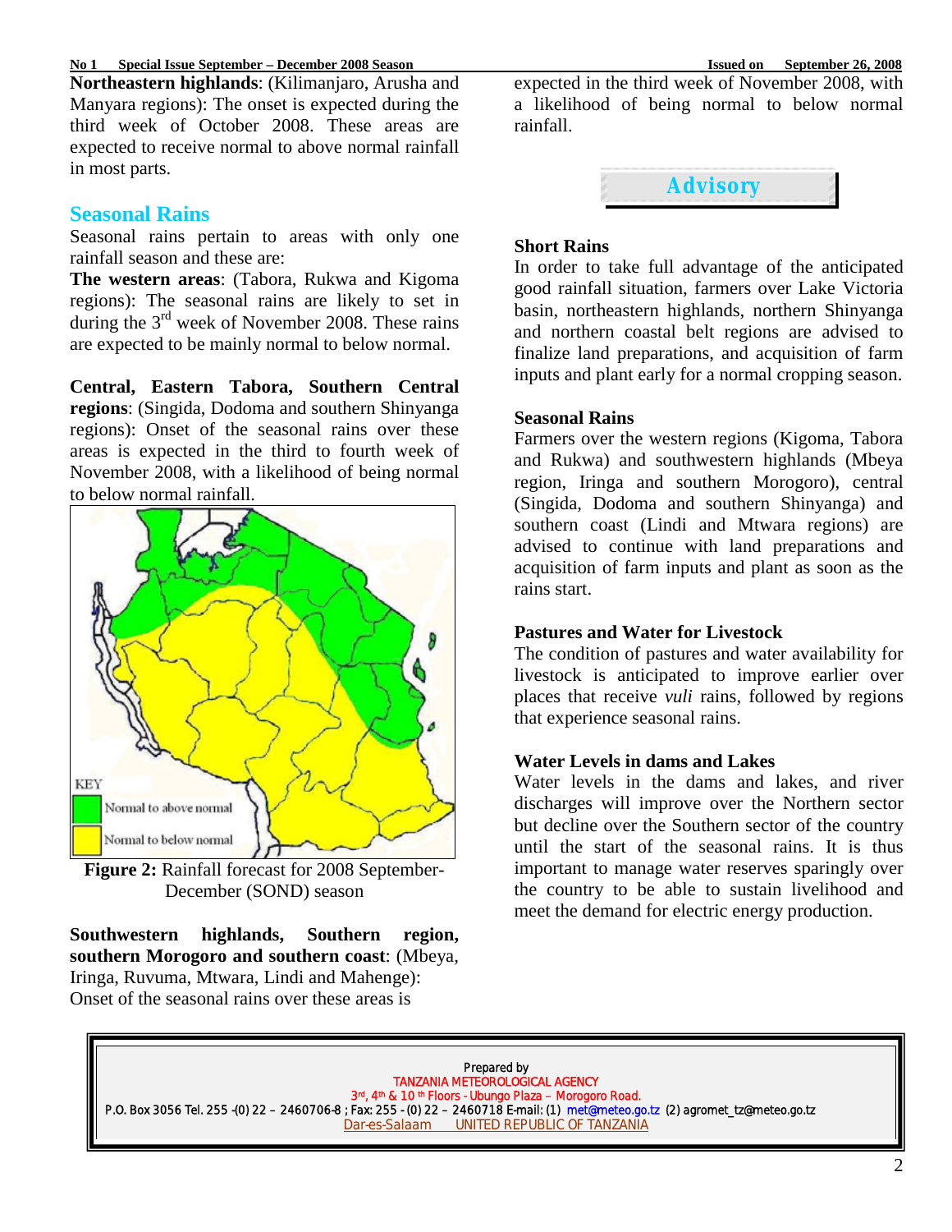**Northeastern highlands**: (Kilimanjaro, Arusha and Manyara regions): The onset is expected during the third week of October 2008. These areas are expected to receive normal to above normal rainfall in most parts.

## Seasonal Rains

Seasonal rains pertain to areas with only one rainfall season and these are:

**The western areas**: (Tabora, Rukwa and Kigoma regions): The seasonal rains are likely to set in during the 3rd week of November 2008. These rains are expected to be mainly normal to below normal.

**Central, Eastern Tabora, Southern Central regions**: (Singida, Dodoma and southern Shinyanga regions): Onset of the seasonal rains over these areas is expected in the third to fourth week of November 2008, with a likelihood of being normal to below normal rainfall.

KEY
Normal to above normal
Normal to below normal

**Figure 2:** Rainfall forecast for 2008 September-December (SOND) season

**Southwestern highlands, Southern region, southern Morogoro and southern coast**: (Mbeya, Iringa, Ruvuma, Mtwara, Lindi and Mahenge): Onset of the seasonal rains over these areas is expected in the third week of November 2008, with a likelihood of being normal to below normal rainfall.

## Advisory

### Short Rains

In order to take full advantage of the anticipated good rainfall situation, farmers over Lake Victoria basin, northeastern highlands, northern Shinyanga and northern coastal belt regions are advised to finalize land preparations, and acquisition of farm inputs and plant early for a normal cropping season.

### Seasonal Rains

Farmers over the western regions (Kigoma, Tabora and Rukwa) and southwestern highlands (Mbeya region, Iringa and southern Morogoro), central (Singida, Dodoma and southern Shinyanga) and southern coast (Lindi and Mtwara regions) are advised to continue with land preparations and acquisition of farm inputs and plant as soon as the rains start.

### Pastures and Water for Livestock

The condition of pastures and water availability for livestock is anticipated to improve earlier over places that receive *vuli* rains, followed by regions that experience seasonal rains.

### Water Levels in dams and Lakes

Water levels in the dams and lakes, and river discharges will improve over the Northern sector but decline over the Southern sector of the country until the start of the seasonal rains. It is thus important to manage water reserves sparingly over the country to be able to sustain livelihood and meet the demand for electric energy production.

Prepared by
TANZANIA METEOROLOGICAL AGENCY
3rd, 4th & 10th Floors - Ubungo Plaza – Morogoro Road.
P.O. Box 3056 Tel. 255 -(0) 22 – 2460706-8 ; Fax: 255 - (0) 22 – 2460718 E-mail: (1) met@meteo.go.tz (2) agromet_tz@meteo.go.tz
Dar-es-Salaam UNITED REPUBLIC OF TANZANIA